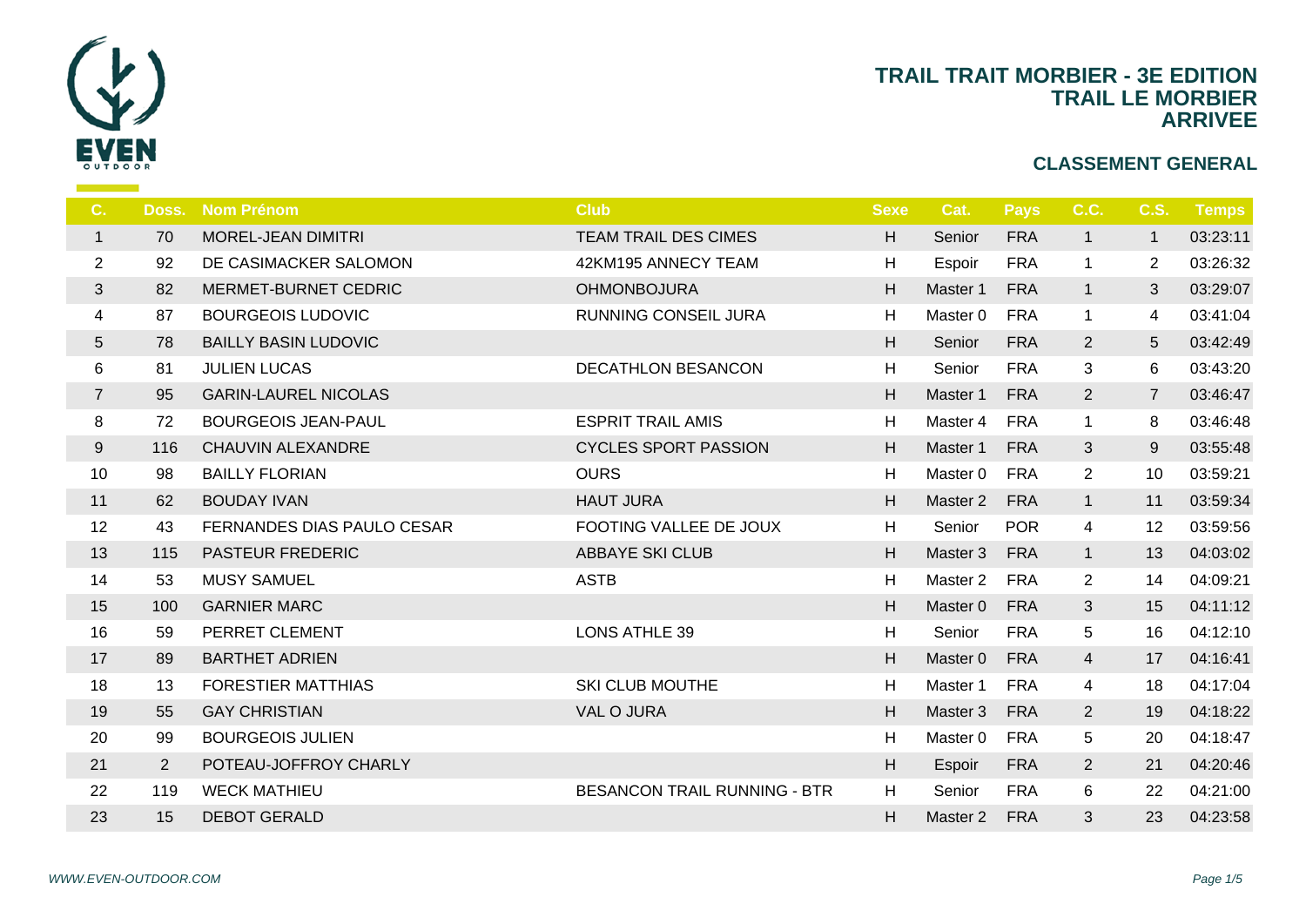# TRAIL TRAIT MORBIER - 3E EDITION
## TRAIL LE MORBIER
## ARRIVEE

### CLASSEMENT GENERAL

| C. | Doss. | Nom Prénom | Club | Sexe | Cat. | Pays | C.C. | C.S. | Temps |
|---|---|---|---|---|---|---|---|---|---|
| 1 | 70 | MOREL-JEAN DIMITRI | TEAM TRAIL DES CIMES | H | Senior | FRA | 1 | 1 | 03:23:11 |
| 2 | 92 | DE CASIMACKER SALOMON | 42KM195 ANNECY TEAM | H | Espoir | FRA | 1 | 2 | 03:26:32 |
| 3 | 82 | MERMET-BURNET CEDRIC | OHMONBOJURA | H | Master 1 | FRA | 1 | 3 | 03:29:07 |
| 4 | 87 | BOURGEOIS LUDOVIC | RUNNING CONSEIL JURA | H | Master 0 | FRA | 1 | 4 | 03:41:04 |
| 5 | 78 | BAILLY BASIN LUDOVIC | | H | Senior | FRA | 2 | 5 | 03:42:49 |
| 6 | 81 | JULIEN LUCAS | DECATHLON BESANCON | H | Senior | FRA | 3 | 6 | 03:43:20 |
| 7 | 95 | GARIN-LAUREL NICOLAS | | H | Master 1 | FRA | 2 | 7 | 03:46:47 |
| 8 | 72 | BOURGEOIS JEAN-PAUL | ESPRIT TRAIL AMIS | H | Master 4 | FRA | 1 | 8 | 03:46:48 |
| 9 | 116 | CHAUVIN ALEXANDRE | CYCLES SPORT PASSION | H | Master 1 | FRA | 3 | 9 | 03:55:48 |
| 10 | 98 | BAILLY FLORIAN | OURS | H | Master 0 | FRA | 2 | 10 | 03:59:21 |
| 11 | 62 | BOUDAY IVAN | HAUT JURA | H | Master 2 | FRA | 1 | 11 | 03:59:34 |
| 12 | 43 | FERNANDES DIAS PAULO CESAR | FOOTING VALLEE DE JOUX | H | Senior | POR | 4 | 12 | 03:59:56 |
| 13 | 115 | PASTEUR FREDERIC | ABBAYE SKI CLUB | H | Master 3 | FRA | 1 | 13 | 04:03:02 |
| 14 | 53 | MUSY SAMUEL | ASTB | H | Master 2 | FRA | 2 | 14 | 04:09:21 |
| 15 | 100 | GARNIER MARC | | H | Master 0 | FRA | 3 | 15 | 04:11:12 |
| 16 | 59 | PERRET CLEMENT | LONS ATHLE 39 | H | Senior | FRA | 5 | 16 | 04:12:10 |
| 17 | 89 | BARTHET ADRIEN | | H | Master 0 | FRA | 4 | 17 | 04:16:41 |
| 18 | 13 | FORESTIER MATTHIAS | SKI CLUB MOUTHE | H | Master 1 | FRA | 4 | 18 | 04:17:04 |
| 19 | 55 | GAY CHRISTIAN | VAL O JURA | H | Master 3 | FRA | 2 | 19 | 04:18:22 |
| 20 | 99 | BOURGEOIS JULIEN | | H | Master 0 | FRA | 5 | 20 | 04:18:47 |
| 21 | 2 | POTEAU-JOFFROY CHARLY | | H | Espoir | FRA | 2 | 21 | 04:20:46 |
| 22 | 119 | WECK MATHIEU | BESANCON TRAIL RUNNING - BTR | H | Senior | FRA | 6 | 22 | 04:21:00 |
| 23 | 15 | DEBOT GERALD | | H | Master 2 | FRA | 3 | 23 | 04:23:58 |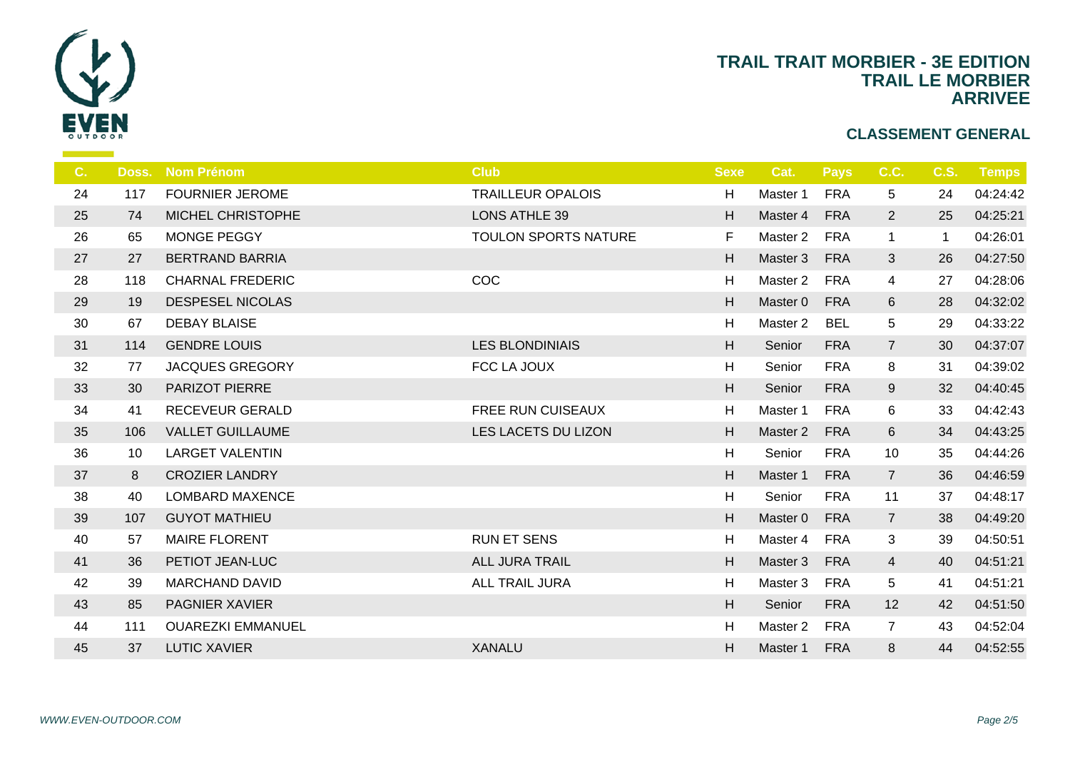# TRAIL TRAIT MORBIER - 3E EDITION
## TRAIL LE MORBIER
## ARRIVEE

### CLASSEMENT GENERAL

| C. | Doss. | Nom Prénom | Club | Sexe | Cat. | Pays | C.C. | C.S. | Temps |
|---|---|---|---|---|---|---|---|---|---|
| 24 | 117 | FOURNIER JEROME | TRAILLEUR OPALOIS | H | Master 1 | FRA | 5 | 24 | 04:24:42 |
| 25 | 74 | MICHEL CHRISTOPHE | LONS ATHLE 39 | H | Master 4 | FRA | 2 | 25 | 04:25:21 |
| 26 | 65 | MONGE PEGGY | TOULON SPORTS NATURE | F | Master 2 | FRA | 1 | 1 | 04:26:01 |
| 27 | 27 | BERTRAND BARRIA | | H | Master 3 | FRA | 3 | 26 | 04:27:50 |
| 28 | 118 | CHARNAL FREDERIC | COC | H | Master 2 | FRA | 4 | 27 | 04:28:06 |
| 29 | 19 | DESPESEL NICOLAS | | H | Master 0 | FRA | 6 | 28 | 04:32:02 |
| 30 | 67 | DEBAY BLAISE | | H | Master 2 | BEL | 5 | 29 | 04:33:22 |
| 31 | 114 | GENDRE LOUIS | LES BLONDINIAIS | H | Senior | FRA | 7 | 30 | 04:37:07 |
| 32 | 77 | JACQUES GREGORY | FCC LA JOUX | H | Senior | FRA | 8 | 31 | 04:39:02 |
| 33 | 30 | PARIZOT PIERRE | | H | Senior | FRA | 9 | 32 | 04:40:45 |
| 34 | 41 | RECEVEUR GERALD | FREE RUN CUISEAUX | H | Master 1 | FRA | 6 | 33 | 04:42:43 |
| 35 | 106 | VALLET GUILLAUME | LES LACETS DU LIZON | H | Master 2 | FRA | 6 | 34 | 04:43:25 |
| 36 | 10 | LARGET VALENTIN | | H | Senior | FRA | 10 | 35 | 04:44:26 |
| 37 | 8 | CROZIER LANDRY | | H | Master 1 | FRA | 7 | 36 | 04:46:59 |
| 38 | 40 | LOMBARD MAXENCE | | H | Senior | FRA | 11 | 37 | 04:48:17 |
| 39 | 107 | GUYOT MATHIEU | | H | Master 0 | FRA | 7 | 38 | 04:49:20 |
| 40 | 57 | MAIRE FLORENT | RUN ET SENS | H | Master 4 | FRA | 3 | 39 | 04:50:51 |
| 41 | 36 | PETIOT JEAN-LUC | ALL JURA TRAIL | H | Master 3 | FRA | 4 | 40 | 04:51:21 |
| 42 | 39 | MARCHAND DAVID | ALL TRAIL JURA | H | Master 3 | FRA | 5 | 41 | 04:51:21 |
| 43 | 85 | PAGNIER XAVIER | | H | Senior | FRA | 12 | 42 | 04:51:50 |
| 44 | 111 | OUAREZKI EMMANUEL | | H | Master 2 | FRA | 7 | 43 | 04:52:04 |
| 45 | 37 | LUTIC XAVIER | XANALU | H | Master 1 | FRA | 8 | 44 | 04:52:55 |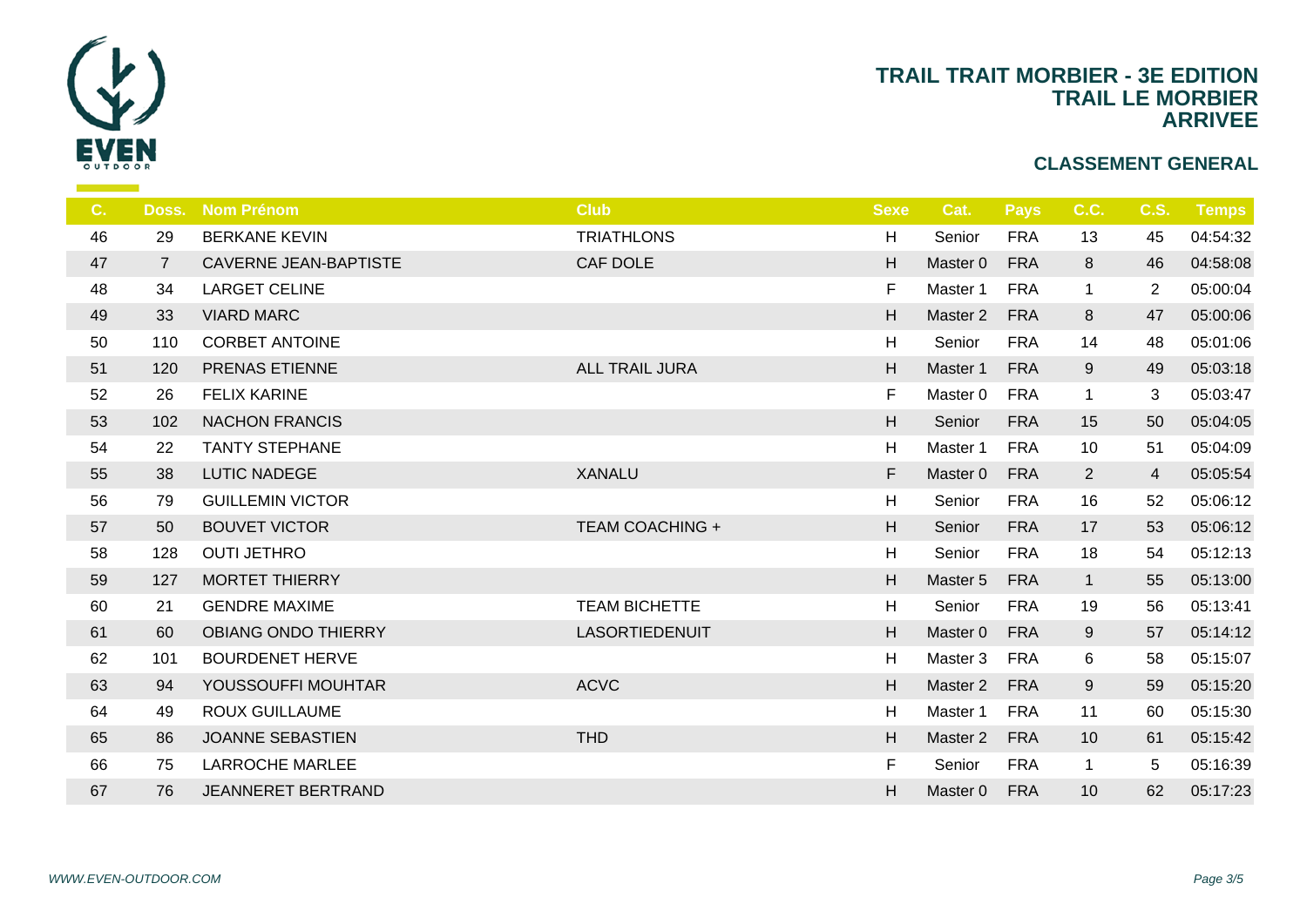# TRAIL TRAIT MORBIER - 3E EDITION
## TRAIL LE MORBIER
## ARRIVEE

### CLASSEMENT GENERAL

| C. | Doss. | Nom Prénom | Club | Sexe | Cat. | Pays | C.C. | C.S. | Temps |
|---|---|---|---|---|---|---|---|---|---|
| 46 | 29 | BERKANE KEVIN | TRIATHLONS | H | Senior | FRA | 13 | 45 | 04:54:32 |
| 47 | 7 | CAVERNE JEAN-BAPTISTE | CAF DOLE | H | Master 0 | FRA | 8 | 46 | 04:58:08 |
| 48 | 34 | LARGET CELINE | | F | Master 1 | FRA | 1 | 2 | 05:00:04 |
| 49 | 33 | VIARD MARC | | H | Master 2 | FRA | 8 | 47 | 05:00:06 |
| 50 | 110 | CORBET ANTOINE | | H | Senior | FRA | 14 | 48 | 05:01:06 |
| 51 | 120 | PRENAS ETIENNE | ALL TRAIL JURA | H | Master 1 | FRA | 9 | 49 | 05:03:18 |
| 52 | 26 | FELIX KARINE | | F | Master 0 | FRA | 1 | 3 | 05:03:47 |
| 53 | 102 | NACHON FRANCIS | | H | Senior | FRA | 15 | 50 | 05:04:05 |
| 54 | 22 | TANTY STEPHANE | | H | Master 1 | FRA | 10 | 51 | 05:04:09 |
| 55 | 38 | LUTIC NADEGE | XANALU | F | Master 0 | FRA | 2 | 4 | 05:05:54 |
| 56 | 79 | GUILLEMIN VICTOR | | H | Senior | FRA | 16 | 52 | 05:06:12 |
| 57 | 50 | BOUVET VICTOR | TEAM COACHING + | H | Senior | FRA | 17 | 53 | 05:06:12 |
| 58 | 128 | OUTI JETHRO | | H | Senior | FRA | 18 | 54 | 05:12:13 |
| 59 | 127 | MORTET THIERRY | | H | Master 5 | FRA | 1 | 55 | 05:13:00 |
| 60 | 21 | GENDRE MAXIME | TEAM BICHETTE | H | Senior | FRA | 19 | 56 | 05:13:41 |
| 61 | 60 | OBIANG ONDO THIERRY | LASORTIEDENUIT | H | Master 0 | FRA | 9 | 57 | 05:14:12 |
| 62 | 101 | BOURDENET HERVE | | H | Master 3 | FRA | 6 | 58 | 05:15:07 |
| 63 | 94 | YOUSSOUFFI MOUHTAR | ACVC | H | Master 2 | FRA | 9 | 59 | 05:15:20 |
| 64 | 49 | ROUX GUILLAUME | | H | Master 1 | FRA | 11 | 60 | 05:15:30 |
| 65 | 86 | JOANNE SEBASTIEN | THD | H | Master 2 | FRA | 10 | 61 | 05:15:42 |
| 66 | 75 | LARROCHE MARLEE | | F | Senior | FRA | 1 | 5 | 05:16:39 |
| 67 | 76 | JEANNERET BERTRAND | | H | Master 0 | FRA | 10 | 62 | 05:17:23 |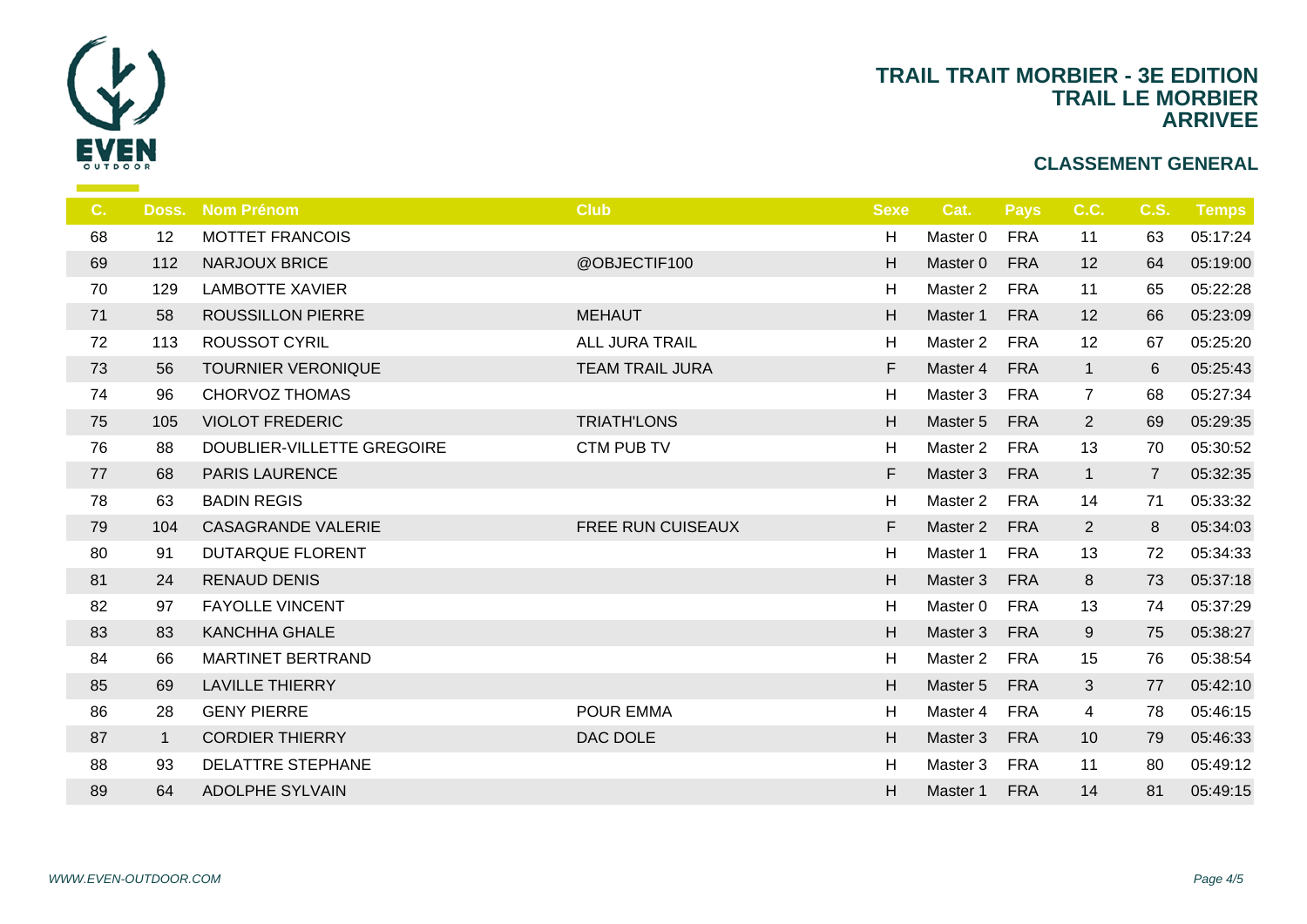# TRAIL TRAIT MORBIER - 3E EDITION
## TRAIL LE MORBIER
## ARRIVEE

### CLASSEMENT GENERAL

| C. | Doss. | Nom Prénom | Club | Sexe | Cat. | Pays | C.C. | C.S. | Temps |
|---|---|---|---|---|---|---|---|---|---|
| 68 | 12 | MOTTET FRANCOIS | | H | Master 0 | FRA | 11 | 63 | 05:17:24 |
| 69 | 112 | NARJOUX BRICE | @OBJECTIF100 | H | Master 0 | FRA | 12 | 64 | 05:19:00 |
| 70 | 129 | LAMBOTTE XAVIER | | H | Master 2 | FRA | 11 | 65 | 05:22:28 |
| 71 | 58 | ROUSSILLON PIERRE | MEHAUT | H | Master 1 | FRA | 12 | 66 | 05:23:09 |
| 72 | 113 | ROUSSOT CYRIL | ALL JURA TRAIL | H | Master 2 | FRA | 12 | 67 | 05:25:20 |
| 73 | 56 | TOURNIER VERONIQUE | TEAM TRAIL JURA | F | Master 4 | FRA | 1 | 6 | 05:25:43 |
| 74 | 96 | CHORVOZ THOMAS | | H | Master 3 | FRA | 7 | 68 | 05:27:34 |
| 75 | 105 | VIOLOT FREDERIC | TRIATH'LONS | H | Master 5 | FRA | 2 | 69 | 05:29:35 |
| 76 | 88 | DOUBLIER-VILLETTE GREGOIRE | CTM PUB TV | H | Master 2 | FRA | 13 | 70 | 05:30:52 |
| 77 | 68 | PARIS LAURENCE | | F | Master 3 | FRA | 1 | 7 | 05:32:35 |
| 78 | 63 | BADIN REGIS | | H | Master 2 | FRA | 14 | 71 | 05:33:32 |
| 79 | 104 | CASAGRANDE VALERIE | FREE RUN CUISEAUX | F | Master 2 | FRA | 2 | 8 | 05:34:03 |
| 80 | 91 | DUTARQUE FLORENT | | H | Master 1 | FRA | 13 | 72 | 05:34:33 |
| 81 | 24 | RENAUD DENIS | | H | Master 3 | FRA | 8 | 73 | 05:37:18 |
| 82 | 97 | FAYOLLE VINCENT | | H | Master 0 | FRA | 13 | 74 | 05:37:29 |
| 83 | 83 | KANCHHA GHALE | | H | Master 3 | FRA | 9 | 75 | 05:38:27 |
| 84 | 66 | MARTINET BERTRAND | | H | Master 2 | FRA | 15 | 76 | 05:38:54 |
| 85 | 69 | LAVILLE THIERRY | | H | Master 5 | FRA | 3 | 77 | 05:42:10 |
| 86 | 28 | GENY PIERRE | POUR EMMA | H | Master 4 | FRA | 4 | 78 | 05:46:15 |
| 87 | 1 | CORDIER THIERRY | DAC DOLE | H | Master 3 | FRA | 10 | 79 | 05:46:33 |
| 88 | 93 | DELATTRE STEPHANE | | H | Master 3 | FRA | 11 | 80 | 05:49:12 |
| 89 | 64 | ADOLPHE SYLVAIN | | H | Master 1 | FRA | 14 | 81 | 05:49:15 |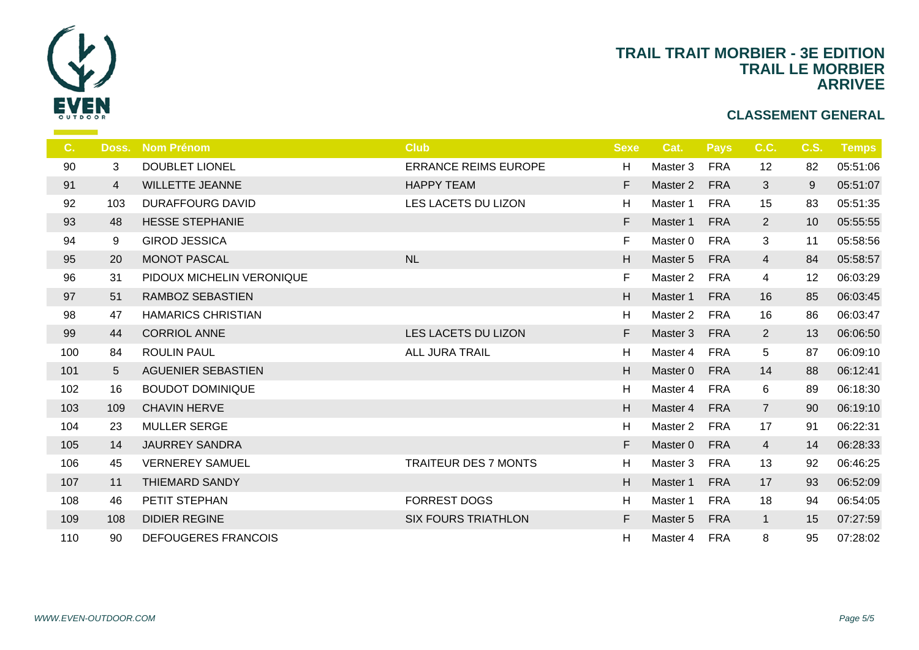# TRAIL TRAIT MORBIER - 3E EDITION
## TRAIL LE MORBIER
## ARRIVEE

### CLASSEMENT GENERAL

| C. | Doss. | Nom Prénom | Club | Sexe | Cat. | Pays | C.C. | C.S. | Temps |
|---|---|---|---|---|---|---|---|---|---|
| 90 | 3 | DOUBLET LIONEL | ERRANCE REIMS EUROPE | H | Master 3 | FRA | 12 | 82 | 05:51:06 |
| 91 | 4 | WILLETTE JEANNE | HAPPY TEAM | F | Master 2 | FRA | 3 | 9 | 05:51:07 |
| 92 | 103 | DURAFFOURG DAVID | LES LACETS DU LIZON | H | Master 1 | FRA | 15 | 83 | 05:51:35 |
| 93 | 48 | HESSE STEPHANIE | | F | Master 1 | FRA | 2 | 10 | 05:55:55 |
| 94 | 9 | GIROD JESSICA | | F | Master 0 | FRA | 3 | 11 | 05:58:56 |
| 95 | 20 | MONOT PASCAL | NL | H | Master 5 | FRA | 4 | 84 | 05:58:57 |
| 96 | 31 | PIDOUX MICHELIN VERONIQUE | | F | Master 2 | FRA | 4 | 12 | 06:03:29 |
| 97 | 51 | RAMBOZ SEBASTIEN | | H | Master 1 | FRA | 16 | 85 | 06:03:45 |
| 98 | 47 | HAMARICS CHRISTIAN | | H | Master 2 | FRA | 16 | 86 | 06:03:47 |
| 99 | 44 | CORRIOL ANNE | LES LACETS DU LIZON | F | Master 3 | FRA | 2 | 13 | 06:06:50 |
| 100 | 84 | ROULIN PAUL | ALL JURA TRAIL | H | Master 4 | FRA | 5 | 87 | 06:09:10 |
| 101 | 5 | AGUENIER SEBASTIEN | | H | Master 0 | FRA | 14 | 88 | 06:12:41 |
| 102 | 16 | BOUDOT DOMINIQUE | | H | Master 4 | FRA | 6 | 89 | 06:18:30 |
| 103 | 109 | CHAVIN HERVE | | H | Master 4 | FRA | 7 | 90 | 06:19:10 |
| 104 | 23 | MULLER SERGE | | H | Master 2 | FRA | 17 | 91 | 06:22:31 |
| 105 | 14 | JAURREY SANDRA | | F | Master 0 | FRA | 4 | 14 | 06:28:33 |
| 106 | 45 | VERNEREY SAMUEL | TRAITEUR DES 7 MONTS | H | Master 3 | FRA | 13 | 92 | 06:46:25 |
| 107 | 11 | THIEMARD SANDY | | H | Master 1 | FRA | 17 | 93 | 06:52:09 |
| 108 | 46 | PETIT STEPHAN | FORREST DOGS | H | Master 1 | FRA | 18 | 94 | 06:54:05 |
| 109 | 108 | DIDIER REGINE | SIX FOURS TRIATHLON | F | Master 5 | FRA | 1 | 15 | 07:27:59 |
| 110 | 90 | DEFOUGERES FRANCOIS | | H | Master 4 | FRA | 8 | 95 | 07:28:02 |